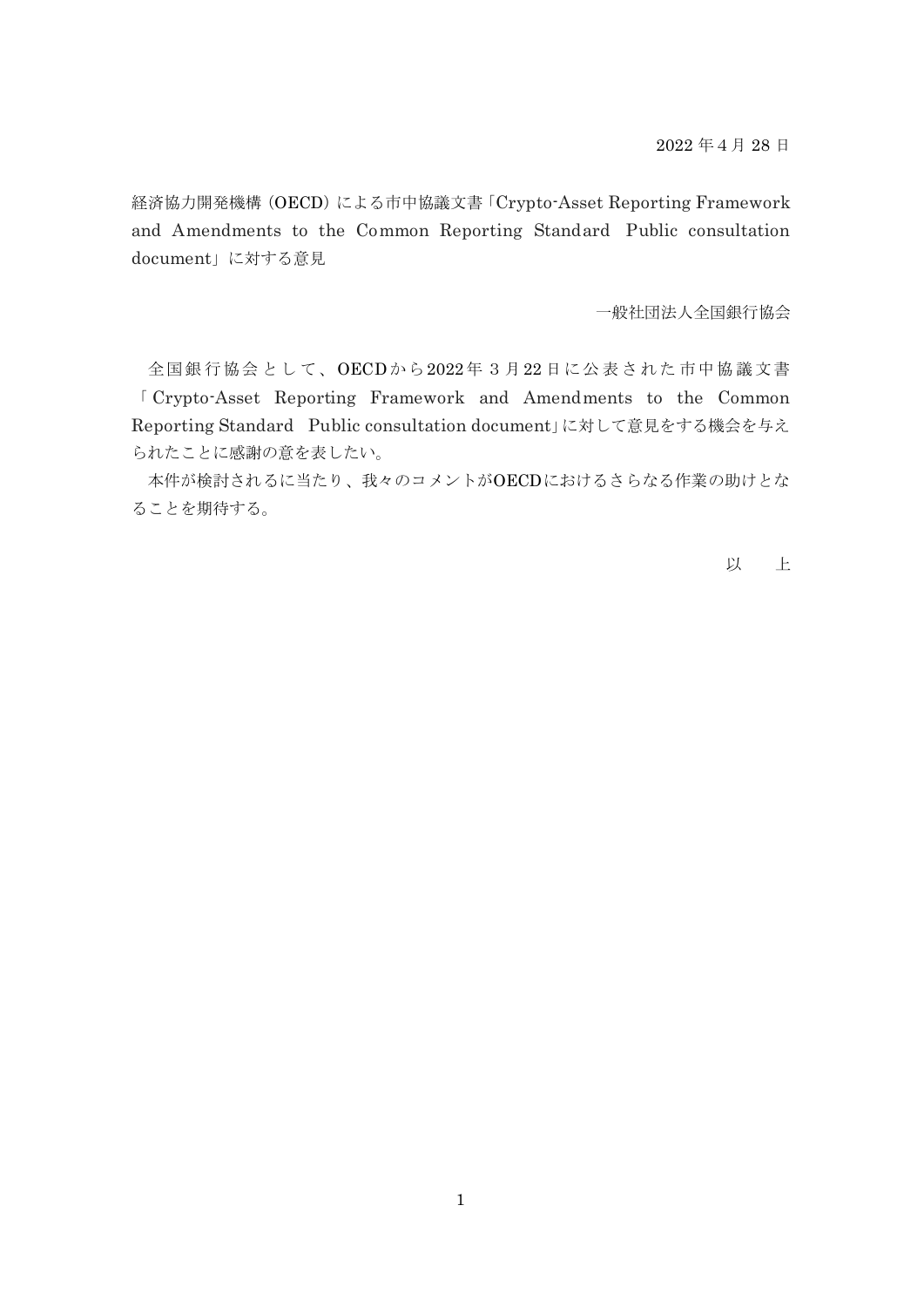2022 年 4 月 28 日

経済協力開発機構（OECD）による市中協議文書「Crypto-Asset Reporting Framework and Amendments to the Common Reporting Standard Public consultation document」に対する意見

一般社団法人全国銀行協会

全国銀行協会として、OECD から 2022 年 3 月 22 日に公表された市中協議文書「Crypto-Asset Reporting Framework and Amendments to the Common Reporting Standard Public consultation document」に対して意見をする機会を与えられたことに感謝の意を表したい。

本件が検討されるに当たり、我々のコメントがOECDにおけるさらなる作業の助けとなることを期待する。

以　上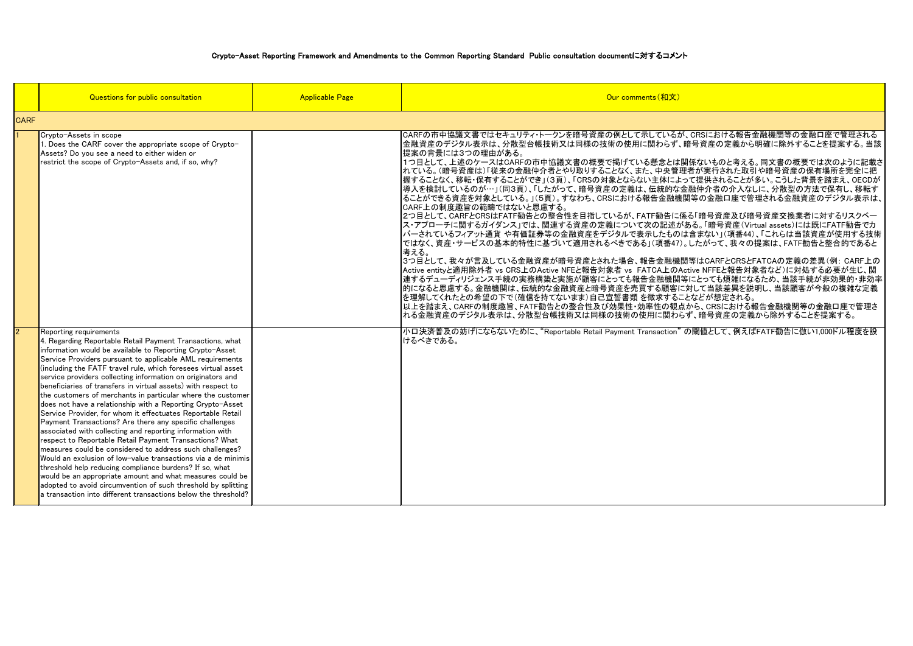# Crypto-Asset Reporting Framework and Amendments to the Common Reporting Standard Public consultation documentに対するコメント

| | Questions for public consultation | Applicable Page | Our comments（和文） |
|---|---|---|---|
| CARF | | | |
| 1 | Crypto-Assets in scope<br>1. Does the CARF cover the appropriate scope of Crypto-Assets? Do you see a need to either widen or restrict the scope of Crypto-Assets and, if so, why? | | CARFの市中協議文書ではセキュリティ・トークンを暗号資産の例として示しているが、CRSにおける報告金融機関等の金融口座で管理される金融資産のデジタル表示は、分散型台帳技術又は同様の技術の使用に関わらず、暗号資産の定義から明確に除外することを提案する。当該提案の背景には3つの理由がある。<br>1つ目として、上述のケースはCARFの市中協議文書の概要で掲げている懸念とは関係ないものと考える。同文書の概要では次のように記載されている。（暗号資産は）「従来の金融仲介者とやり取りすることなく、また、中央管理者が実行された取引や暗号資産の保有場所を完全に把握することなく、移転・保有することができ」（3頁）、「CRSの対象とならない主体によって提供されることが多い。こうした背景を踏まえ、OECDが導入を検討しているのが…」（同3頁）、「したがって、暗号資産の定義は、伝統的な金融仲介者の介入なしに、分散型の方法で保有し、移転することができる資産を対象としている。」（5頁）。すなわち、CRSにおける報告金融機関等の金融口座で管理される金融資産のデジタル表示は、CARF上の制度趣旨の範疇ではないと思慮する。<br>2つ目として、CARFとCRSはFATF勧告との整合性を目指しているが、FATF勧告に係る「暗号資産及び暗号資産交換業者に対するリスクベース・アプローチに関するガイダンス」では、関連する資産の定義について次の記述がある。「暗号資産（Virtual assets）には既にFATF勧告でカバーされているフィアット通貨 や有価証券等の金融資産をデジタルで表示したものは含まない」（項番44）、「これらは当該資産が使用する技術ではなく、資産・サービスの基本的特性に基づいて適用されるべきである」（項番47）。したがって、我々の提案は、FATF勧告と整合的であると考える。<br>3つ目として、我々が言及している金融資産が暗号資産とされた場合、報告金融機関等はCARFとCRSとFATCAの定義の差異（例: CARF上のActive entityと適用除外者 vs CRS上のActive NFEと報告対象者 vs FATCA上のActive NFFEと報告対象者など）に対処する必要が生じ、関連するデューディリジェンス手続の実務構築と実施が顧客にとっても報告金融機関等にとっても煩雑になるため、当該手続が非効果的・非効率的になると思慮する。金融機関は、伝統的な金融資産と暗号資産を売買する顧客に対して当該差異を説明し、当該顧客が今般の複雑な定義を理解してくれたとの希望の下で（確信を持てないまま）自己宣誓書類 を徴求することなどが想定される。<br>以上を踏まえ、CARFの制度趣旨、FATF勧告との整合性及び効果性・効率性の観点から、CRSにおける報告金融機関等の金融口座で管理される金融資産のデジタル表示は、分散型台帳技術又は同様の技術の使用に関わらず、暗号資産の定義から除外することを提案する。 |
| 2 | Reporting requirements<br>4. Regarding Reportable Retail Payment Transactions, what information would be available to Reporting Crypto-Asset Service Providers pursuant to applicable AML requirements (including the FATF travel rule, which foresees virtual asset service providers collecting information on originators and beneficiaries of transfers in virtual assets) with respect to the customers of merchants in particular where the customer does not have a relationship with a Reporting Crypto-Asset Service Provider, for whom it effectuates Reportable Retail Payment Transactions? Are there any specific challenges associated with collecting and reporting information with respect to Reportable Retail Payment Transactions? What measures could be considered to address such challenges? Would an exclusion of low-value transactions via a de minimis threshold help reducing compliance burdens? If so, what would be an appropriate amount and what measures could be adopted to avoid circumvention of such threshold by splitting a transaction into different transactions below the threshold? | | 小口決済普及の妨げにならないために、"Reportable Retail Payment Transaction" の閾値として、例えばFATF勧告に倣い1,000ドル程度を設けるべきである。 |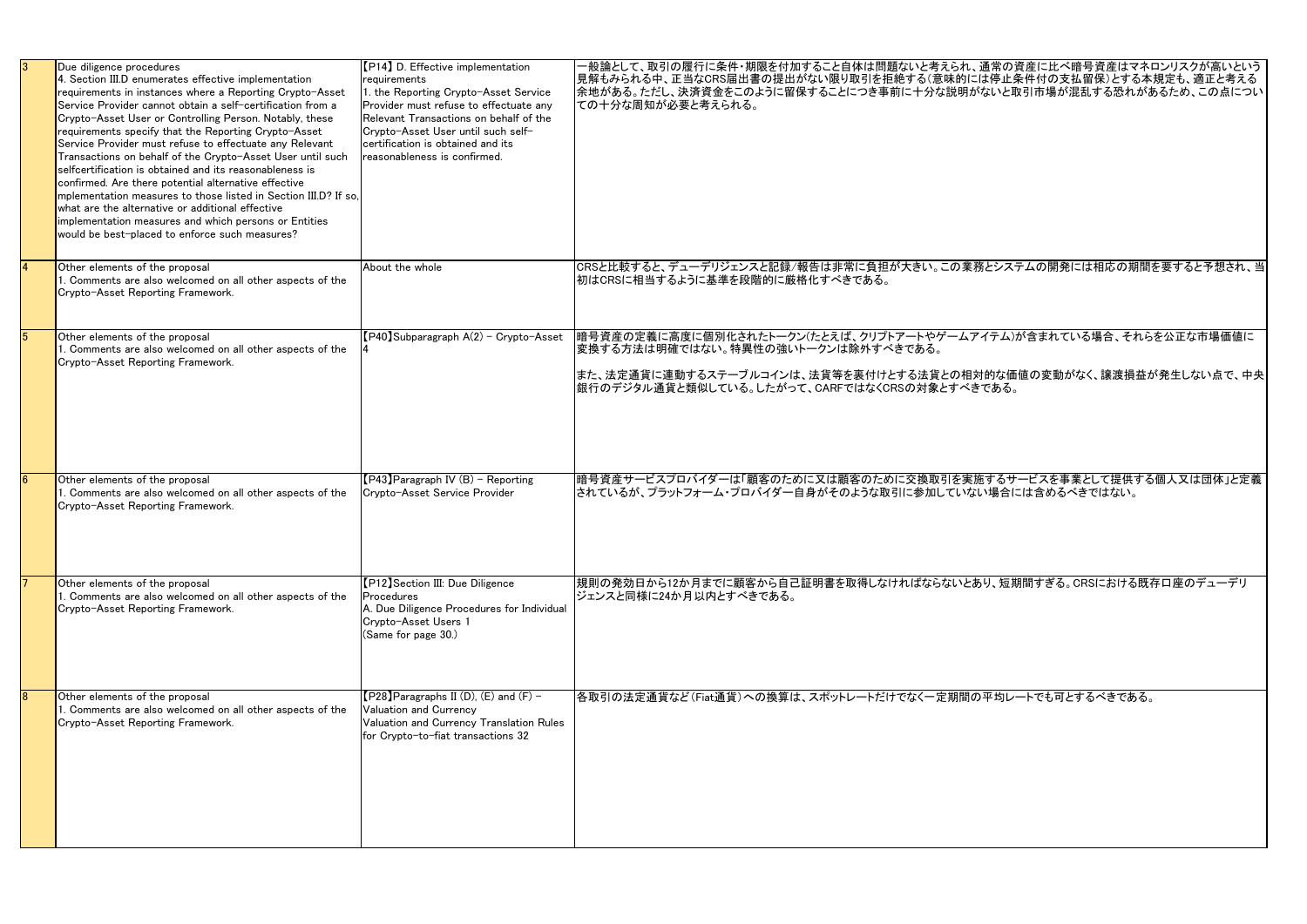| | | | |
|---|---|---|---|
| 3 | Due diligence procedures<br>4. Section III.D enumerates effective implementation requirements in instances where a Reporting Crypto-Asset Service Provider cannot obtain a self-certification from a Crypto-Asset User or Controlling Person. Notably, these requirements specify that the Reporting Crypto-Asset Service Provider must refuse to effectuate any Relevant Transactions on behalf of the Crypto-Asset User until such selfcertification is obtained and its reasonableness is confirmed. Are there potential alternative effective mplementation measures to those listed in Section III.D? If so, what are the alternative or additional effective implementation measures and which persons or Entities would be best-placed to enforce such measures? | 【P14】 D. Effective implementation requirements<br>1. the Reporting Crypto-Asset Service Provider must refuse to effectuate any Relevant Transactions on behalf of the Crypto-Asset User until such self-certification is obtained and its reasonableness is confirmed. | 一般論として、取引の履行に条件・期限を付加すること自体は問題ないと考えられ、通常の資産に比べ暗号資産はマネロンリスクが高いという見解もみられる中、正当なCRS届出書の提出がない限り取引を拒絶する(意味的には停止条件付の支払留保)とする本規定も、適正と考える余地がある。ただし、決済資金をこのように留保することにつき事前に十分な説明がないと取引市場が混乱する恐れがあるため、この点についての十分な周知が必要と考えられる。 |
| 4 | Other elements of the proposal<br>1. Comments are also welcomed on all other aspects of the Crypto-Asset Reporting Framework. | About the whole | CRSと比較すると、デューデリジェンスと記録/報告は非常に負担が大きい。この業務とシステムの開発には相応の期間を要すると予想され、当初はCRSに相当するように基準を段階的に厳格化すべきである。 |
| 5 | Other elements of the proposal<br>1. Comments are also welcomed on all other aspects of the Crypto-Asset Reporting Framework. | 【P40】Subparagraph A(2) - Crypto-Asset 4 | 暗号資産の定義に高度に個別化されたトークン(たとえば、クリプトアートやゲームアイテム)が含まれている場合、それらを公正な市場価値に変換する方法は明確ではない。特異性の強いトークンは除外すべきである。<br><br>また、法定通貨に連動するステーブルコインは、法貨等を裏付けとする法貨との相対的な価値の変動がなく、譲渡損益が発生しない点で、中央銀行のデジタル通貨と類似している。したがって、CARFではなくCRSの対象とすべきである。 |
| 6 | Other elements of the proposal<br>1. Comments are also welcomed on all other aspects of the Crypto-Asset Reporting Framework. | 【P43】Paragraph IV (B) - Reporting Crypto-Asset Service Provider | 暗号資産サービスプロバイダーは「顧客のために又は顧客のために交換取引を実施するサービスを事業として提供する個人又は団体」と定義されているが、プラットフォーム・プロバイダー自身がそのような取引に参加していない場合には含めるべきではない。 |
| 7 | Other elements of the proposal<br>1. Comments are also welcomed on all other aspects of the Crypto-Asset Reporting Framework. | 【P12】Section III: Due Diligence Procedures<br>A. Due Diligence Procedures for Individual Crypto-Asset Users 1<br>(Same for page 30.) | 規則の発効日から12か月までに顧客から自己証明書を取得しなければならないとあり、短期間すぎる。CRSにおける既存口座のデューデリジェンスと同様に24か月以内とすべきである。 |
| 8 | Other elements of the proposal<br>1. Comments are also welcomed on all other aspects of the Crypto-Asset Reporting Framework. | 【P28】Paragraphs II (D), (E) and (F) - Valuation and Currency<br>Valuation and Currency Translation Rules for Crypto-to-fiat transactions 32 | 各取引の法定通貨など(Fiat通貨)への換算は、スポットレートだけでなく一定期間の平均レートでも可とするべきである。 |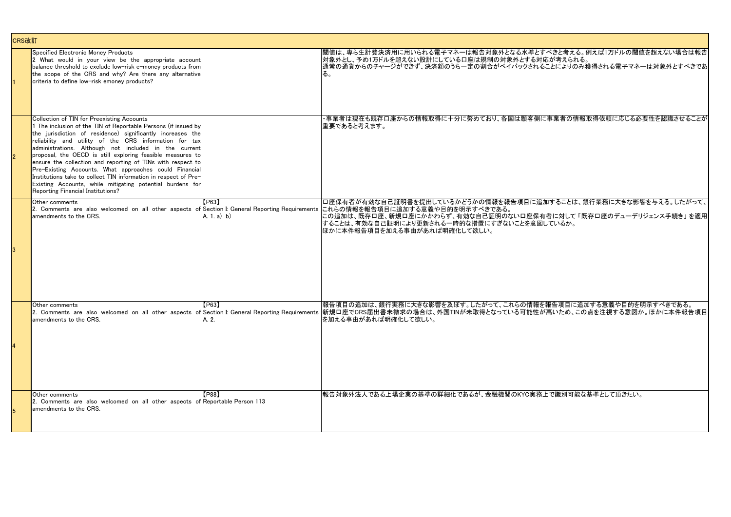CRS改訂

| | | | |
|---|---|---|---|
| 1 | Specified Electronic Money Products<br>2 What would in your view be the appropriate account balance threshold to exclude low-risk e-money products from the scope of the CRS and why? Are there any alternative criteria to define low-risk emoney products? | | 閾値は、専ら生計費決済用に用いられる電子マネーは報告対象外となる水準とすべきと考える。例えば1万ドルの閾値を超えない場合は報告対象外とし、予め1万ドルを超えない設計にしている口座は規制の対象外とする対応が考えられる。<br>通常の通貨からのチャージができず、決済額のうち一定の割合がペイバックされることによりのみ獲得される電子マネーは対象外とすべきである。 |
| 2 | Collection of TIN for Preexisting Accounts<br>1 The inclusion of the TIN of Reportable Persons (if issued by the jurisdiction of residence) significantly increases the reliability and utility of the CRS information for tax administrations. Although not included in the current proposal, the OECD is still exploring feasible measures to ensure the collection and reporting of TINs with respect to Pre-Existing Accounts. What approaches could Financial Institutions take to collect TIN information in respect of Pre-Existing Accounts, while mitigating potential burdens for Reporting Financial Institutions? | | ・事業者は現在も既存口座からの情報取得に十分に努めており、各国は顧客側に事業者の情報取得依頼に応じる必要性を認識させることが重要であると考えます。 |
| 3 | Other comments<br>2. Comments are also welcomed on all other aspects of amendments to the CRS. | 【P63】<br>Section I: General Reporting Requirements A. 1. a) b) | 口座保有者が有効な自己証明書を提出しているかどうかの情報を報告項目に追加することは、銀行業務に大きな影響を与える。したがって、これらの情報を報告項目に追加する意義や目的を明示すべきである。<br>この追加は、既存口座、新規口座にかかわらず、有効な自己証明のない口座保有者に対して「既存口座のデューデリジェンス手続き」を適用することは、有効な自己証明により更新される一時的な措置にすぎないことを意図しているか。<br>ほかに本件報告項目を加える事由があれば明確化して欲しい。 |
| 4 | Other comments<br>2. Comments are also welcomed on all other aspects of amendments to the CRS. | 【P63】<br>Section I: General Reporting Requirements A. 2. | 報告項目の追加は、銀行実務に大きな影響を及ぼす。したがって、これらの情報を報告項目に追加する意義や目的を明示すべきである。<br>新規口座でCRS届出書未徴求の場合は、外国TINが未取得となっている可能性が高いため、この点を注視する意図か。ほかに本件報告項目を加える事由があれば明確化して欲しい。 |
| 5 | Other comments<br>2. Comments are also welcomed on all other aspects of amendments to the CRS. | 【P88】<br>Reportable Person 113 | 報告対象外法人である上場企業の基準の詳細化であるが、金融機関のKYC実務上で識別可能な基準として頂きたい。 |